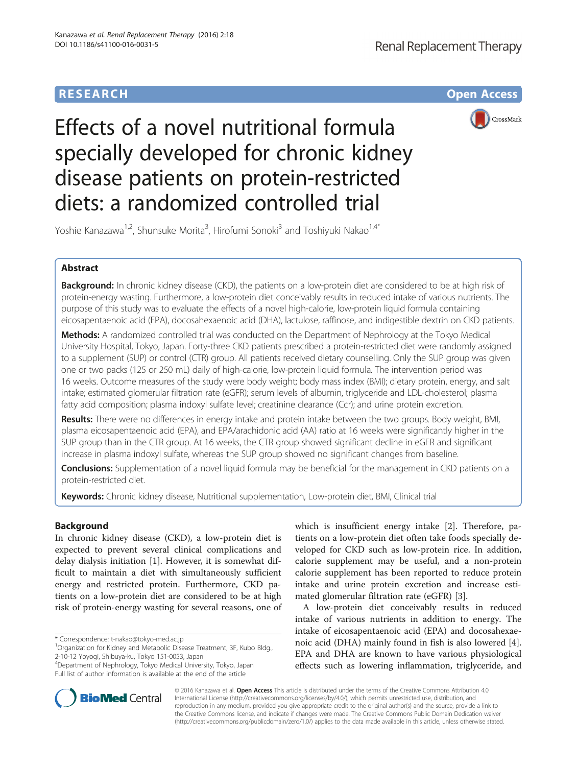**RESEARCH** **Open Access**

# Effects of a novel nutritional formula specially developed for chronic kidney disease patients on protein-restricted diets: a randomized controlled trial

Yoshie Kanazawa[1,2], Shunsuke Morita[3], Hirofumi Sonoki[3] and Toshiyuki Nakao[1,4*]

## Abstract

**Background:** In chronic kidney disease (CKD), the patients on a low-protein diet are considered to be at high risk of protein-energy wasting. Furthermore, a low-protein diet conceivably results in reduced intake of various nutrients. The purpose of this study was to evaluate the effects of a novel high-calorie, low-protein liquid formula containing eicosapentaenoic acid (EPA), docosahexaenoic acid (DHA), lactulose, raffinose, and indigestible dextrin on CKD patients.

**Methods:** A randomized controlled trial was conducted on the Department of Nephrology at the Tokyo Medical University Hospital, Tokyo, Japan. Forty-three CKD patients prescribed a protein-restricted diet were randomly assigned to a supplement (SUP) or control (CTR) group. All patients received dietary counselling. Only the SUP group was given one or two packs (125 or 250 mL) daily of high-calorie, low-protein liquid formula. The intervention period was 16 weeks. Outcome measures of the study were body weight; body mass index (BMI); dietary protein, energy, and salt intake; estimated glomerular filtration rate (eGFR); serum levels of albumin, triglyceride and LDL-cholesterol; plasma fatty acid composition; plasma indoxyl sulfate level; creatinine clearance (Ccr); and urine protein excretion.

**Results:** There were no differences in energy intake and protein intake between the two groups. Body weight, BMI, plasma eicosapentaenoic acid (EPA), and EPA/arachidonic acid (AA) ratio at 16 weeks were significantly higher in the SUP group than in the CTR group. At 16 weeks, the CTR group showed significant decline in eGFR and significant increase in plasma indoxyl sulfate, whereas the SUP group showed no significant changes from baseline.

**Conclusions:** Supplementation of a novel liquid formula may be beneficial for the management in CKD patients on a protein-restricted diet.

**Keywords:** Chronic kidney disease, Nutritional supplementation, Low-protein diet, BMI, Clinical trial

## Background

In chronic kidney disease (CKD), a low-protein diet is expected to prevent several clinical complications and delay dialysis initiation [1]. However, it is somewhat difficult to maintain a diet with simultaneously sufficient energy and restricted protein. Furthermore, CKD patients on a low-protein diet are considered to be at high risk of protein-energy wasting for several reasons, one of which is insufficient energy intake [2]. Therefore, patients on a low-protein diet often take foods specially developed for CKD such as low-protein rice. In addition, calorie supplement may be useful, and a non-protein calorie supplement has been reported to reduce protein intake and urine protein excretion and increase estimated glomerular filtration rate (eGFR) [3].

A low-protein diet conceivably results in reduced intake of various nutrients in addition to energy. The intake of eicosapentaenoic acid (EPA) and docosahexaenoic acid (DHA) mainly found in fish is also lowered [4]. EPA and DHA are known to have various physiological effects such as lowering inflammation, triglyceride, and

\* Correspondence: t-nakao@tokyo-med.ac.jp
[1]Organization for Kidney and Metabolic Disease Treatment, 3F, Kubo Bldg., 2-10-12 Yoyogi, Shibuya-ku, Tokyo 151-0053, Japan
[4]Department of Nephrology, Tokyo Medical University, Tokyo, Japan
Full list of author information is available at the end of the article

© 2016 Kanazawa et al. **Open Access** This article is distributed under the terms of the Creative Commons Attribution 4.0 International License (http://creativecommons.org/licenses/by/4.0/), which permits unrestricted use, distribution, and reproduction in any medium, provided you give appropriate credit to the original author(s) and the source, provide a link to the Creative Commons license, and indicate if changes were made. The Creative Commons Public Domain Dedication waiver (http://creativecommons.org/publicdomain/zero/1.0/) applies to the data made available in this article, unless otherwise stated.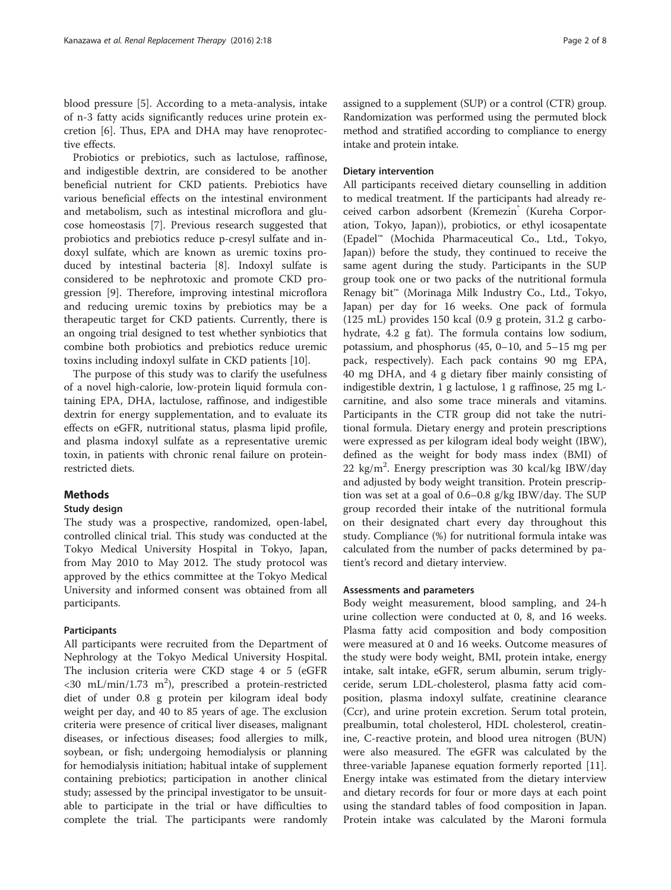blood pressure [5]. According to a meta-analysis, intake of n-3 fatty acids significantly reduces urine protein excretion [6]. Thus, EPA and DHA may have renoprotective effects.

Probiotics or prebiotics, such as lactulose, raffinose, and indigestible dextrin, are considered to be another beneficial nutrient for CKD patients. Prebiotics have various beneficial effects on the intestinal environment and metabolism, such as intestinal microflora and glucose homeostasis [7]. Previous research suggested that probiotics and prebiotics reduce p-cresyl sulfate and indoxyl sulfate, which are known as uremic toxins produced by intestinal bacteria [8]. Indoxyl sulfate is considered to be nephrotoxic and promote CKD progression [9]. Therefore, improving intestinal microflora and reducing uremic toxins by prebiotics may be a therapeutic target for CKD patients. Currently, there is an ongoing trial designed to test whether synbiotics that combine both probiotics and prebiotics reduce uremic toxins including indoxyl sulfate in CKD patients [10].

The purpose of this study was to clarify the usefulness of a novel high-calorie, low-protein liquid formula containing EPA, DHA, lactulose, raffinose, and indigestible dextrin for energy supplementation, and to evaluate its effects on eGFR, nutritional status, plasma lipid profile, and plasma indoxyl sulfate as a representative uremic toxin, in patients with chronic renal failure on protein-restricted diets.

## Methods

### Study design

The study was a prospective, randomized, open-label, controlled clinical trial. This study was conducted at the Tokyo Medical University Hospital in Tokyo, Japan, from May 2010 to May 2012. The study protocol was approved by the ethics committee at the Tokyo Medical University and informed consent was obtained from all participants.

### Participants

All participants were recruited from the Department of Nephrology at the Tokyo Medical University Hospital. The inclusion criteria were CKD stage 4 or 5 (eGFR <30 mL/min/1.73 $m^2$), prescribed a protein-restricted diet of under 0.8 g protein per kilogram ideal body weight per day, and 40 to 85 years of age. The exclusion criteria were presence of critical liver diseases, malignant diseases, or infectious diseases; food allergies to milk, soybean, or fish; undergoing hemodialysis or planning for hemodialysis initiation; habitual intake of supplement containing prebiotics; participation in another clinical study; assessed by the principal investigator to be unsuitable to participate in the trial or have difficulties to complete the trial. The participants were randomly assigned to a supplement (SUP) or a control (CTR) group. Randomization was performed using the permuted block method and stratified according to compliance to energy intake and protein intake.

### Dietary intervention

All participants received dietary counselling in addition to medical treatment. If the participants had already received carbon adsorbent (Kremezin® (Kureha Corporation, Tokyo, Japan)), probiotics, or ethyl icosapentate (Epadel™ (Mochida Pharmaceutical Co., Ltd., Tokyo, Japan)) before the study, they continued to receive the same agent during the study. Participants in the SUP group took one or two packs of the nutritional formula Renagy bit™ (Morinaga Milk Industry Co., Ltd., Tokyo, Japan) per day for 16 weeks. One pack of formula (125 mL) provides 150 kcal (0.9 g protein, 31.2 g carbohydrate, 4.2 g fat). The formula contains low sodium, potassium, and phosphorus (45, 0–10, and 5–15 mg per pack, respectively). Each pack contains 90 mg EPA, 40 mg DHA, and 4 g dietary fiber mainly consisting of indigestible dextrin, 1 g lactulose, 1 g raffinose, 25 mg L-carnitine, and also some trace minerals and vitamins. Participants in the CTR group did not take the nutritional formula. Dietary energy and protein prescriptions were expressed as per kilogram ideal body weight (IBW), defined as the weight for body mass index (BMI) of 22 kg/$m^2$. Energy prescription was 30 kcal/kg IBW/day and adjusted by body weight transition. Protein prescription was set at a goal of 0.6–0.8 g/kg IBW/day. The SUP group recorded their intake of the nutritional formula on their designated chart every day throughout this study. Compliance (%) for nutritional formula intake was calculated from the number of packs determined by patient's record and dietary interview.

### Assessments and parameters

Body weight measurement, blood sampling, and 24-h urine collection were conducted at 0, 8, and 16 weeks. Plasma fatty acid composition and body composition were measured at 0 and 16 weeks. Outcome measures of the study were body weight, BMI, protein intake, energy intake, salt intake, eGFR, serum albumin, serum triglyceride, serum LDL-cholesterol, plasma fatty acid composition, plasma indoxyl sulfate, creatinine clearance (Ccr), and urine protein excretion. Serum total protein, prealbumin, total cholesterol, HDL cholesterol, creatinine, C-reactive protein, and blood urea nitrogen (BUN) were also measured. The eGFR was calculated by the three-variable Japanese equation formerly reported [11]. Energy intake was estimated from the dietary interview and dietary records for four or more days at each point using the standard tables of food composition in Japan. Protein intake was calculated by the Maroni formula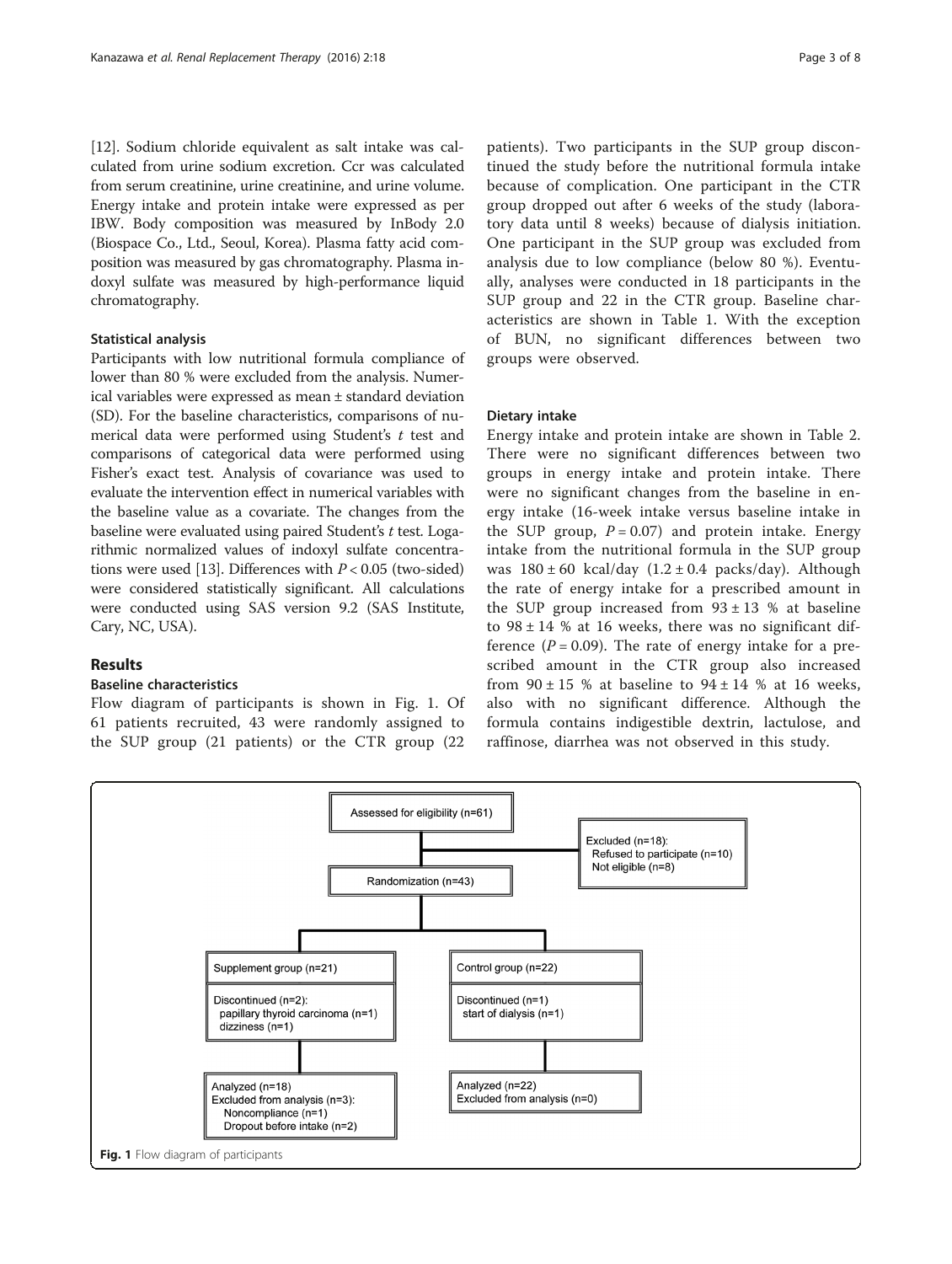[12]. Sodium chloride equivalent as salt intake was calculated from urine sodium excretion. Ccr was calculated from serum creatinine, urine creatinine, and urine volume. Energy intake and protein intake were expressed as per IBW. Body composition was measured by InBody 2.0 (Biospace Co., Ltd., Seoul, Korea). Plasma fatty acid composition was measured by gas chromatography. Plasma indoxyl sulfate was measured by high-performance liquid chromatography.

### Statistical analysis

Participants with low nutritional formula compliance of lower than 80 % were excluded from the analysis. Numerical variables were expressed as mean ± standard deviation (SD). For the baseline characteristics, comparisons of numerical data were performed using Student's *t* test and comparisons of categorical data were performed using Fisher's exact test. Analysis of covariance was used to evaluate the intervention effect in numerical variables with the baseline value as a covariate. The changes from the baseline were evaluated using paired Student's *t* test. Logarithmic normalized values of indoxyl sulfate concentrations were used [13]. Differences with $P < 0.05$ (two-sided) were considered statistically significant. All calculations were conducted using SAS version 9.2 (SAS Institute, Cary, NC, USA).

## Results

### Baseline characteristics

Flow diagram of participants is shown in Fig. 1. Of 61 patients recruited, 43 were randomly assigned to the SUP group (21 patients) or the CTR group (22 patients). Two participants in the SUP group discontinued the study before the nutritional formula intake because of complication. One participant in the CTR group dropped out after 6 weeks of the study (laboratory data until 8 weeks) because of dialysis initiation. One participant in the SUP group was excluded from analysis due to low compliance (below 80 %). Eventually, analyses were conducted in 18 participants in the SUP group and 22 in the CTR group. Baseline characteristics are shown in Table 1. With the exception of BUN, no significant differences between two groups were observed.

### Dietary intake

Energy intake and protein intake are shown in Table 2. There were no significant differences between two groups in energy intake and protein intake. There were no significant changes from the baseline in energy intake (16-week intake versus baseline intake in the SUP group, $P = 0.07$) and protein intake. Energy intake from the nutritional formula in the SUP group was $180 \pm 60$ kcal/day ($1.2 \pm 0.4$ packs/day). Although the rate of energy intake for a prescribed amount in the SUP group increased from $93 \pm 13$ % at baseline to $98 \pm 14$ % at 16 weeks, there was no significant difference ($P = 0.09$). The rate of energy intake for a prescribed amount in the CTR group also increased from $90 \pm 15$ % at baseline to $94 \pm 14$ % at 16 weeks, also with no significant difference. Although the formula contains indigestible dextrin, lactulose, and raffinose, diarrhea was not observed in this study.

Assessed for eligibility (n=61)

Excluded (n=18):
- Refused to participate (n=10)
- Not eligible (n=8)

Randomization (n=43)

| Supplement group (n=21) | Control group (n=22) |
| --- | --- |
| Discontinued (n=2): papillary thyroid carcinoma (n=1), dizziness (n=1) | Discontinued (n=1): start of dialysis (n=1) |
| Analyzed (n=18); Excluded from analysis (n=3): Noncompliance (n=1), Dropout before intake (n=2) | Analyzed (n=22); Excluded from analysis (n=0) |

**Fig. 1** Flow diagram of participants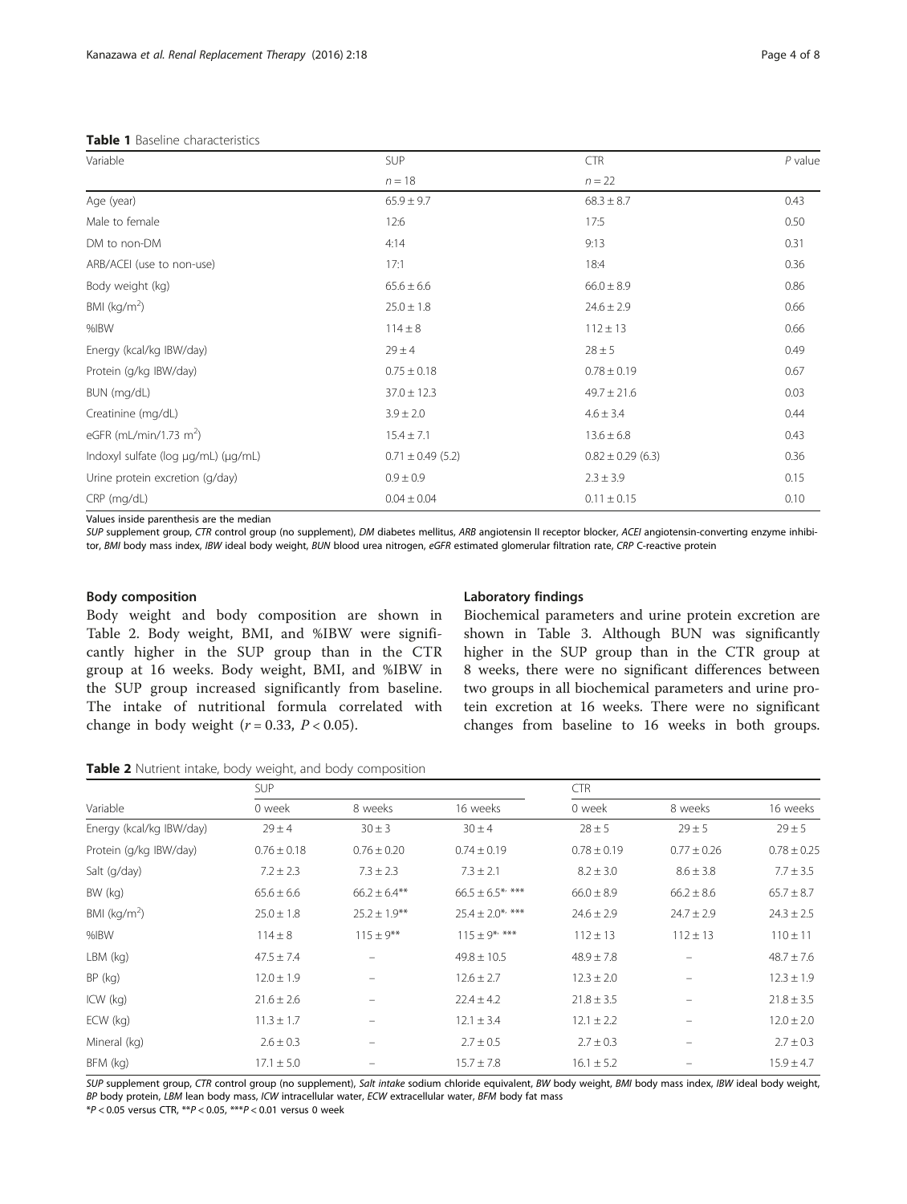**Table 1** Baseline characteristics

| Variable | SUP | CTR | *P* value |
|---|---|---|---|
| | *n* = 18 | *n* = 22 | |
| Age (year) | 65.9 ± 9.7 | 68.3 ± 8.7 | 0.43 |
| Male to female | 12:6 | 17:5 | 0.50 |
| DM to non-DM | 4:14 | 9:13 | 0.31 |
| ARB/ACEI (use to non-use) | 17:1 | 18:4 | 0.36 |
| Body weight (kg) | 65.6 ± 6.6 | 66.0 ± 8.9 | 0.86 |
| BMI (kg/m$^2$) | 25.0 ± 1.8 | 24.6 ± 2.9 | 0.66 |
| %IBW | 114 ± 8 | 112 ± 13 | 0.66 |
| Energy (kcal/kg IBW/day) | 29 ± 4 | 28 ± 5 | 0.49 |
| Protein (g/kg IBW/day) | 0.75 ± 0.18 | 0.78 ± 0.19 | 0.67 |
| BUN (mg/dL) | 37.0 ± 12.3 | 49.7 ± 21.6 | 0.03 |
| Creatinine (mg/dL) | 3.9 ± 2.0 | 4.6 ± 3.4 | 0.44 |
| eGFR (mL/min/1.73 m$^2$) | 15.4 ± 7.1 | 13.6 ± 6.8 | 0.43 |
| Indoxyl sulfate (log μg/mL) (μg/mL) | 0.71 ± 0.49 (5.2) | 0.82 ± 0.29 (6.3) | 0.36 |
| Urine protein excretion (g/day) | 0.9 ± 0.9 | 2.3 ± 3.9 | 0.15 |
| CRP (mg/dL) | 0.04 ± 0.04 | 0.11 ± 0.15 | 0.10 |

Values inside parenthesis are the median

*SUP* supplement group, *CTR* control group (no supplement), *DM* diabetes mellitus, *ARB* angiotensin II receptor blocker, *ACEI* angiotensin-converting enzyme inhibitor, *BMI* body mass index, *IBW* ideal body weight, *BUN* blood urea nitrogen, *eGFR* estimated glomerular filtration rate, *CRP* C-reactive protein

### Body composition

Body weight and body composition are shown in Table 2. Body weight, BMI, and %IBW were significantly higher in the SUP group than in the CTR group at 16 weeks. Body weight, BMI, and %IBW in the SUP group increased significantly from baseline. The intake of nutritional formula correlated with change in body weight ($r = 0.33$, $P < 0.05$).

### Laboratory findings

Biochemical parameters and urine protein excretion are shown in Table 3. Although BUN was significantly higher in the SUP group than in the CTR group at 8 weeks, there were no significant differences between two groups in all biochemical parameters and urine protein excretion at 16 weeks. There were no significant changes from baseline to 16 weeks in both groups.

**Table 2** Nutrient intake, body weight, and body composition

| | SUP | | | CTR | | |
|---|---|---|---|---|---|---|
| Variable | 0 week | 8 weeks | 16 weeks | 0 week | 8 weeks | 16 weeks |
| Energy (kcal/kg IBW/day) | 29 ± 4 | 30 ± 3 | 30 ± 4 | 28 ± 5 | 29 ± 5 | 29 ± 5 |
| Protein (g/kg IBW/day) | 0.76 ± 0.18 | 0.76 ± 0.20 | 0.74 ± 0.19 | 0.78 ± 0.19 | 0.77 ± 0.26 | 0.78 ± 0.25 |
| Salt (g/day) | 7.2 ± 2.3 | 7.3 ± 2.3 | 7.3 ± 2.1 | 8.2 ± 3.0 | 8.6 ± 3.8 | 7.7 ± 3.5 |
| BW (kg) | 65.6 ± 6.6 | 66.2 ± 6.4** | 66.5 ± 6.5*, *** | 66.0 ± 8.9 | 66.2 ± 8.6 | 65.7 ± 8.7 |
| BMI (kg/m$^2$) | 25.0 ± 1.8 | 25.2 ± 1.9** | 25.4 ± 2.0*, *** | 24.6 ± 2.9 | 24.7 ± 2.9 | 24.3 ± 2.5 |
| %IBW | 114 ± 8 | 115 ± 9** | 115 ± 9*, *** | 112 ± 13 | 112 ± 13 | 110 ± 11 |
| LBM (kg) | 47.5 ± 7.4 | – | 49.8 ± 10.5 | 48.9 ± 7.8 | – | 48.7 ± 7.6 |
| BP (kg) | 12.0 ± 1.9 | – | 12.6 ± 2.7 | 12.3 ± 2.0 | – | 12.3 ± 1.9 |
| ICW (kg) | 21.6 ± 2.6 | – | 22.4 ± 4.2 | 21.8 ± 3.5 | – | 21.8 ± 3.5 |
| ECW (kg) | 11.3 ± 1.7 | – | 12.1 ± 3.4 | 12.1 ± 2.2 | – | 12.0 ± 2.0 |
| Mineral (kg) | 2.6 ± 0.3 | – | 2.7 ± 0.5 | 2.7 ± 0.3 | – | 2.7 ± 0.3 |
| BFM (kg) | 17.1 ± 5.0 | – | 15.7 ± 7.8 | 16.1 ± 5.2 | – | 15.9 ± 4.7 |

*SUP* supplement group, *CTR* control group (no supplement), *Salt intake* sodium chloride equivalent, *BW* body weight, *BMI* body mass index, *IBW* ideal body weight, *BP* body protein, *LBM* lean body mass, *ICW* intracellular water, *ECW* extracellular water, *BFM* body fat mass

*$P < 0.05$ versus CTR, **$P < 0.05$, ***$P < 0.01$ versus 0 week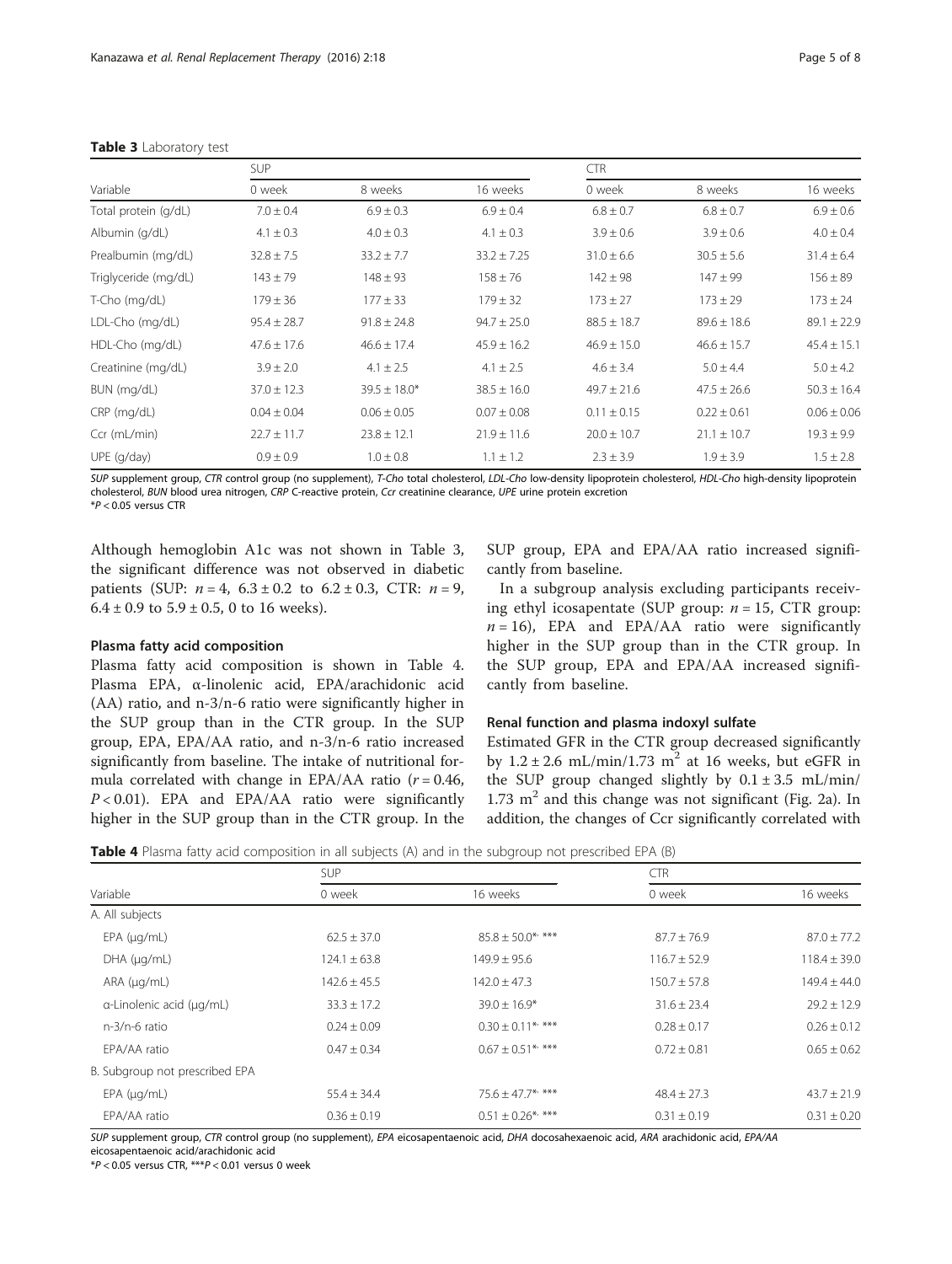**Table 3** Laboratory test

| Variable | SUP | | | CTR | | |
|---|---|---|---|---|---|---|
| | 0 week | 8 weeks | 16 weeks | 0 week | 8 weeks | 16 weeks |
| Total protein (g/dL) | 7.0 ± 0.4 | 6.9 ± 0.3 | 6.9 ± 0.4 | 6.8 ± 0.7 | 6.8 ± 0.7 | 6.9 ± 0.6 |
| Albumin (g/dL) | 4.1 ± 0.3 | 4.0 ± 0.3 | 4.1 ± 0.3 | 3.9 ± 0.6 | 3.9 ± 0.6 | 4.0 ± 0.4 |
| Prealbumin (mg/dL) | 32.8 ± 7.5 | 33.2 ± 7.7 | 33.2 ± 7.25 | 31.0 ± 6.6 | 30.5 ± 5.6 | 31.4 ± 6.4 |
| Triglyceride (mg/dL) | 143 ± 79 | 148 ± 93 | 158 ± 76 | 142 ± 98 | 147 ± 99 | 156 ± 89 |
| T-Cho (mg/dL) | 179 ± 36 | 177 ± 33 | 179 ± 32 | 173 ± 27 | 173 ± 29 | 173 ± 24 |
| LDL-Cho (mg/dL) | 95.4 ± 28.7 | 91.8 ± 24.8 | 94.7 ± 25.0 | 88.5 ± 18.7 | 89.6 ± 18.6 | 89.1 ± 22.9 |
| HDL-Cho (mg/dL) | 47.6 ± 17.6 | 46.6 ± 17.4 | 45.9 ± 16.2 | 46.9 ± 15.0 | 46.6 ± 15.7 | 45.4 ± 15.1 |
| Creatinine (mg/dL) | 3.9 ± 2.0 | 4.1 ± 2.5 | 4.1 ± 2.5 | 4.6 ± 3.4 | 5.0 ± 4.4 | 5.0 ± 4.2 |
| BUN (mg/dL) | 37.0 ± 12.3 | 39.5 ± 18.0* | 38.5 ± 16.0 | 49.7 ± 21.6 | 47.5 ± 26.6 | 50.3 ± 16.4 |
| CRP (mg/dL) | 0.04 ± 0.04 | 0.06 ± 0.05 | 0.07 ± 0.08 | 0.11 ± 0.15 | 0.22 ± 0.61 | 0.06 ± 0.06 |
| Ccr (mL/min) | 22.7 ± 11.7 | 23.8 ± 12.1 | 21.9 ± 11.6 | 20.0 ± 10.7 | 21.1 ± 10.7 | 19.3 ± 9.9 |
| UPE (g/day) | 0.9 ± 0.9 | 1.0 ± 0.8 | 1.1 ± 1.2 | 2.3 ± 3.9 | 1.9 ± 3.9 | 1.5 ± 2.8 |

*SUP* supplement group, *CTR* control group (no supplement), *T-Cho* total cholesterol, *LDL-Cho* low-density lipoprotein cholesterol, *HDL-Cho* high-density lipoprotein cholesterol, *BUN* blood urea nitrogen, *CRP* C-reactive protein, *Ccr* creatinine clearance, *UPE* urine protein excretion
*$P < 0.05$ versus CTR

Although hemoglobin A1c was not shown in Table 3, the significant difference was not observed in diabetic patients (SUP: $n = 4$, $6.3 \pm 0.2$ to $6.2 \pm 0.3$, CTR: $n = 9$, $6.4 \pm 0.9$ to $5.9 \pm 0.5$, 0 to 16 weeks).

### Plasma fatty acid composition

Plasma fatty acid composition is shown in Table 4. Plasma EPA, α-linolenic acid, EPA/arachidonic acid (AA) ratio, and n-3/n-6 ratio were significantly higher in the SUP group than in the CTR group. In the SUP group, EPA, EPA/AA ratio, and n-3/n-6 ratio increased significantly from baseline. The intake of nutritional formula correlated with change in EPA/AA ratio ($r = 0.46$, $P < 0.01$). EPA and EPA/AA ratio were significantly higher in the SUP group than in the CTR group. In the SUP group, EPA and EPA/AA ratio increased significantly from baseline.

In a subgroup analysis excluding participants receiving ethyl icosapentate (SUP group: $n = 15$, CTR group: $n = 16$), EPA and EPA/AA ratio were significantly higher in the SUP group than in the CTR group. In the SUP group, EPA and EPA/AA increased significantly from baseline.

### Renal function and plasma indoxyl sulfate

Estimated GFR in the CTR group decreased significantly by $1.2 \pm 2.6$ mL/min/1.73 m$^2$ at 16 weeks, but eGFR in the SUP group changed slightly by $0.1 \pm 3.5$ mL/min/1.73 m$^2$ and this change was not significant (Fig. 2a). In addition, the changes of Ccr significantly correlated with

**Table 4** Plasma fatty acid composition in all subjects (A) and in the subgroup not prescribed EPA (B)

| Variable | SUP | | CTR | |
|---|---|---|---|---|
| | 0 week | 16 weeks | 0 week | 16 weeks |
| A. All subjects | | | | |
| EPA (μg/mL) | 62.5 ± 37.0 | 85.8 ± 50.0*, *** | 87.7 ± 76.9 | 87.0 ± 77.2 |
| DHA (μg/mL) | 124.1 ± 63.8 | 149.9 ± 95.6 | 116.7 ± 52.9 | 118.4 ± 39.0 |
| ARA (μg/mL) | 142.6 ± 45.5 | 142.0 ± 47.3 | 150.7 ± 57.8 | 149.4 ± 44.0 |
| α-Linolenic acid (μg/mL) | 33.3 ± 17.2 | 39.0 ± 16.9* | 31.6 ± 23.4 | 29.2 ± 12.9 |
| n-3/n-6 ratio | 0.24 ± 0.09 | 0.30 ± 0.11*, *** | 0.28 ± 0.17 | 0.26 ± 0.12 |
| EPA/AA ratio | 0.47 ± 0.34 | 0.67 ± 0.51*, *** | 0.72 ± 0.81 | 0.65 ± 0.62 |
| B. Subgroup not prescribed EPA | | | | |
| EPA (μg/mL) | 55.4 ± 34.4 | 75.6 ± 47.7*, *** | 48.4 ± 27.3 | 43.7 ± 21.9 |
| EPA/AA ratio | 0.36 ± 0.19 | 0.51 ± 0.26*, *** | 0.31 ± 0.19 | 0.31 ± 0.20 |

*SUP* supplement group, *CTR* control group (no supplement), *EPA* eicosapentaenoic acid, *DHA* docosahexaenoic acid, *ARA* arachidonic acid, *EPA/AA* eicosapentaenoic acid/arachidonic acid
*$P < 0.05$ versus CTR, ***$P < 0.01$ versus 0 week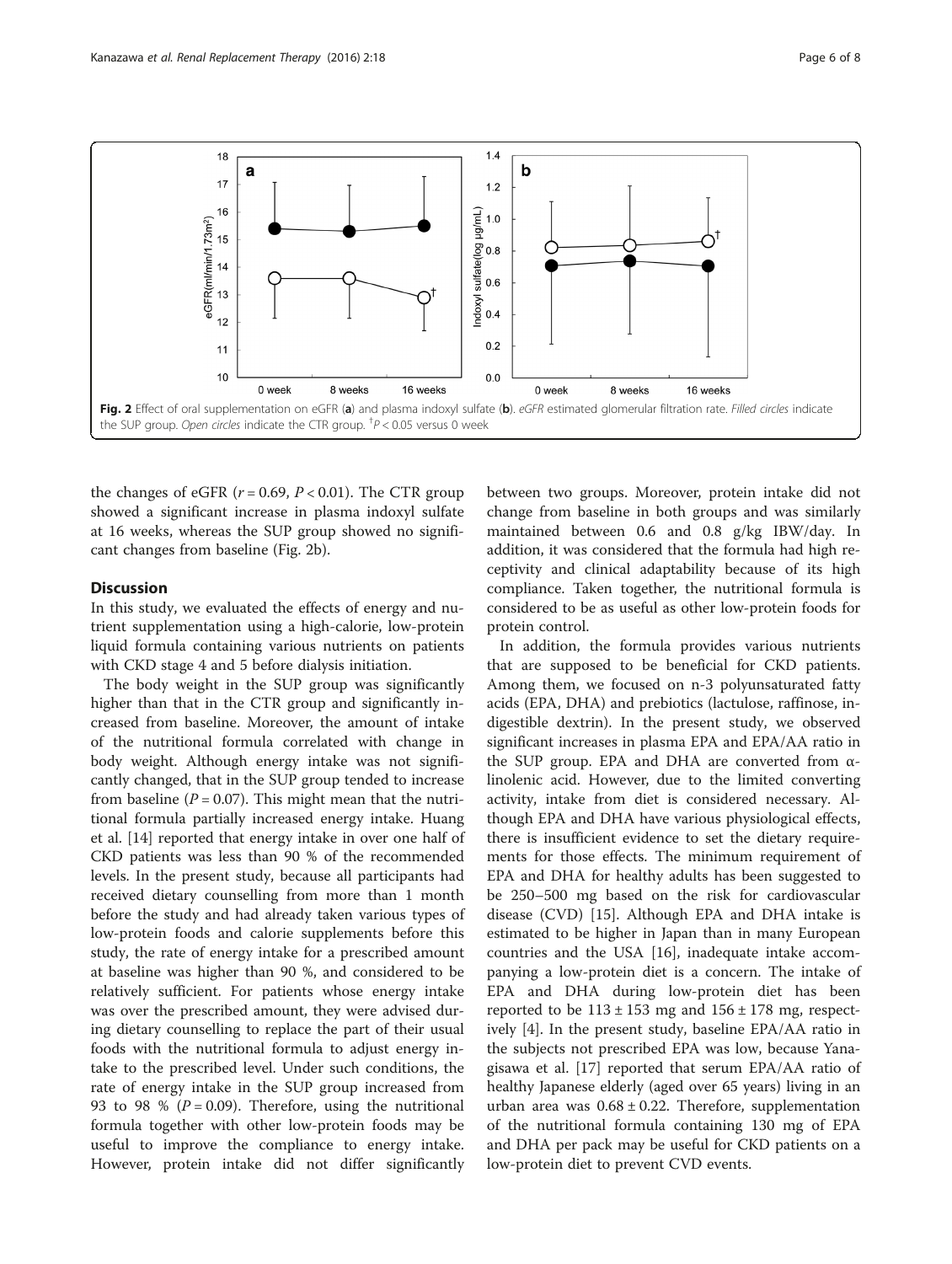Fig. 2 Effect of oral supplementation on eGFR (**a**) and plasma indoxyl sulfate (**b**). *eGFR* estimated glomerular filtration rate. *Filled circles* indicate the SUP group. *Open circles* indicate the CTR group. †$P < 0.05$ versus 0 week

the changes of eGFR ($r = 0.69$, $P < 0.01$). The CTR group showed a significant increase in plasma indoxyl sulfate at 16 weeks, whereas the SUP group showed no significant changes from baseline (Fig. 2b).

## Discussion

In this study, we evaluated the effects of energy and nutrient supplementation using a high-calorie, low-protein liquid formula containing various nutrients on patients with CKD stage 4 and 5 before dialysis initiation.

The body weight in the SUP group was significantly higher than that in the CTR group and significantly increased from baseline. Moreover, the amount of intake of the nutritional formula correlated with change in body weight. Although energy intake was not significantly changed, that in the SUP group tended to increase from baseline ($P = 0.07$). This might mean that the nutritional formula partially increased energy intake. Huang et al. [14] reported that energy intake in over one half of CKD patients was less than 90 % of the recommended levels. In the present study, because all participants had received dietary counselling from more than 1 month before the study and had already taken various types of low-protein foods and calorie supplements before this study, the rate of energy intake for a prescribed amount at baseline was higher than 90 %, and considered to be relatively sufficient. For patients whose energy intake was over the prescribed amount, they were advised during dietary counselling to replace the part of their usual foods with the nutritional formula to adjust energy intake to the prescribed level. Under such conditions, the rate of energy intake in the SUP group increased from 93 to 98 % ($P = 0.09$). Therefore, using the nutritional formula together with other low-protein foods may be useful to improve the compliance to energy intake. However, protein intake did not differ significantly between two groups. Moreover, protein intake did not change from baseline in both groups and was similarly maintained between 0.6 and 0.8 g/kg IBW/day. In addition, it was considered that the formula had high receptivity and clinical adaptability because of its high compliance. Taken together, the nutritional formula is considered to be as useful as other low-protein foods for protein control.

In addition, the formula provides various nutrients that are supposed to be beneficial for CKD patients. Among them, we focused on n-3 polyunsaturated fatty acids (EPA, DHA) and prebiotics (lactulose, raffinose, indigestible dextrin). In the present study, we observed significant increases in plasma EPA and EPA/AA ratio in the SUP group. EPA and DHA are converted from α-linolenic acid. However, due to the limited converting activity, intake from diet is considered necessary. Although EPA and DHA have various physiological effects, there is insufficient evidence to set the dietary requirements for those effects. The minimum requirement of EPA and DHA for healthy adults has been suggested to be 250–500 mg based on the risk for cardiovascular disease (CVD) [15]. Although EPA and DHA intake is estimated to be higher in Japan than in many European countries and the USA [16], inadequate intake accompanying a low-protein diet is a concern. The intake of EPA and DHA during low-protein diet has been reported to be $113 \pm 153$ mg and $156 \pm 178$ mg, respectively [4]. In the present study, baseline EPA/AA ratio in the subjects not prescribed EPA was low, because Yanagisawa et al. [17] reported that serum EPA/AA ratio of healthy Japanese elderly (aged over 65 years) living in an urban area was $0.68 \pm 0.22$. Therefore, supplementation of the nutritional formula containing 130 mg of EPA and DHA per pack may be useful for CKD patients on a low-protein diet to prevent CVD events.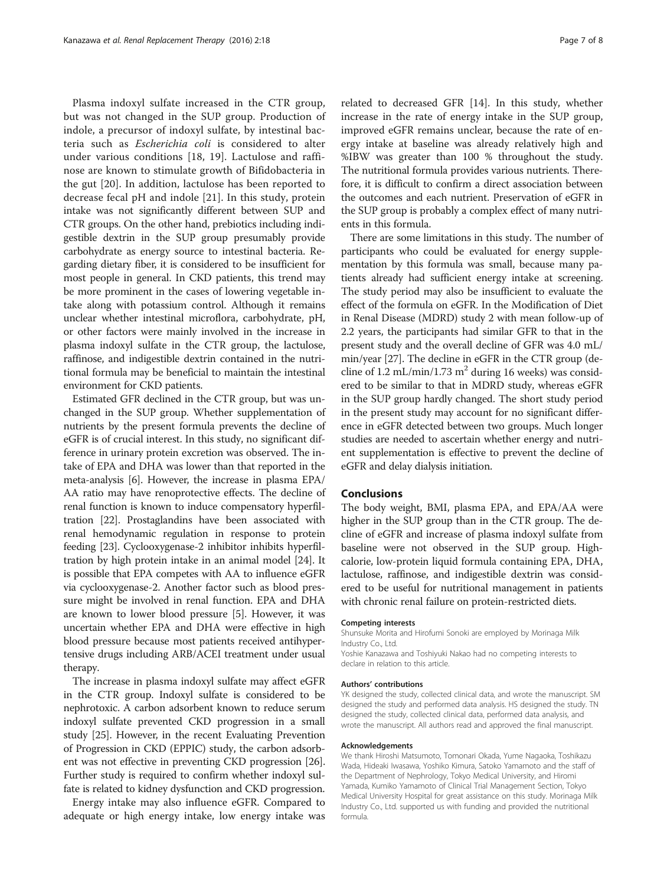Plasma indoxyl sulfate increased in the CTR group, but was not changed in the SUP group. Production of indole, a precursor of indoxyl sulfate, by intestinal bacteria such as *Escherichia coli* is considered to alter under various conditions [18, 19]. Lactulose and raffinose are known to stimulate growth of Bifidobacteria in the gut [20]. In addition, lactulose has been reported to decrease fecal pH and indole [21]. In this study, protein intake was not significantly different between SUP and CTR groups. On the other hand, prebiotics including indigestible dextrin in the SUP group presumably provide carbohydrate as energy source to intestinal bacteria. Regarding dietary fiber, it is considered to be insufficient for most people in general. In CKD patients, this trend may be more prominent in the cases of lowering vegetable intake along with potassium control. Although it remains unclear whether intestinal microflora, carbohydrate, pH, or other factors were mainly involved in the increase in plasma indoxyl sulfate in the CTR group, the lactulose, raffinose, and indigestible dextrin contained in the nutritional formula may be beneficial to maintain the intestinal environment for CKD patients.

Estimated GFR declined in the CTR group, but was unchanged in the SUP group. Whether supplementation of nutrients by the present formula prevents the decline of eGFR is of crucial interest. In this study, no significant difference in urinary protein excretion was observed. The intake of EPA and DHA was lower than that reported in the meta-analysis [6]. However, the increase in plasma EPA/AA ratio may have renoprotective effects. The decline of renal function is known to induce compensatory hyperfiltration [22]. Prostaglandins have been associated with renal hemodynamic regulation in response to protein feeding [23]. Cyclooxygenase-2 inhibitor inhibits hyperfiltration by high protein intake in an animal model [24]. It is possible that EPA competes with AA to influence eGFR via cyclooxygenase-2. Another factor such as blood pressure might be involved in renal function. EPA and DHA are known to lower blood pressure [5]. However, it was uncertain whether EPA and DHA were effective in high blood pressure because most patients received antihypertensive drugs including ARB/ACEI treatment under usual therapy.

The increase in plasma indoxyl sulfate may affect eGFR in the CTR group. Indoxyl sulfate is considered to be nephrotoxic. A carbon adsorbent known to reduce serum indoxyl sulfate prevented CKD progression in a small study [25]. However, in the recent Evaluating Prevention of Progression in CKD (EPPIC) study, the carbon adsorbent was not effective in preventing CKD progression [26]. Further study is required to confirm whether indoxyl sulfate is related to kidney dysfunction and CKD progression.

Energy intake may also influence eGFR. Compared to adequate or high energy intake, low energy intake was related to decreased GFR [14]. In this study, whether increase in the rate of energy intake in the SUP group, improved eGFR remains unclear, because the rate of energy intake at baseline was already relatively high and %IBW was greater than 100 % throughout the study. The nutritional formula provides various nutrients. Therefore, it is difficult to confirm a direct association between the outcomes and each nutrient. Preservation of eGFR in the SUP group is probably a complex effect of many nutrients in this formula.

There are some limitations in this study. The number of participants who could be evaluated for energy supplementation by this formula was small, because many patients already had sufficient energy intake at screening. The study period may also be insufficient to evaluate the effect of the formula on eGFR. In the Modification of Diet in Renal Disease (MDRD) study 2 with mean follow-up of 2.2 years, the participants had similar GFR to that in the present study and the overall decline of GFR was 4.0 mL/min/year [27]. The decline in eGFR in the CTR group (decline of 1.2 mL/min/1.73 $m^2$ during 16 weeks) was considered to be similar to that in MDRD study, whereas eGFR in the SUP group hardly changed. The short study period in the present study may account for no significant difference in eGFR detected between two groups. Much longer studies are needed to ascertain whether energy and nutrient supplementation is effective to prevent the decline of eGFR and delay dialysis initiation.

## Conclusions

The body weight, BMI, plasma EPA, and EPA/AA were higher in the SUP group than in the CTR group. The decline of eGFR and increase of plasma indoxyl sulfate from baseline were not observed in the SUP group. High-calorie, low-protein liquid formula containing EPA, DHA, lactulose, raffinose, and indigestible dextrin was considered to be useful for nutritional management in patients with chronic renal failure on protein-restricted diets.

#### Competing interests

Shunsuke Morita and Hirofumi Sonoki are employed by Morinaga Milk Industry Co., Ltd.
Yoshie Kanazawa and Toshiyuki Nakao had no competing interests to declare in relation to this article.

#### Authors' contributions

YK designed the study, collected clinical data, and wrote the manuscript. SM designed the study and performed data analysis. HS designed the study. TN designed the study, collected clinical data, performed data analysis, and wrote the manuscript. All authors read and approved the final manuscript.

#### Acknowledgements

We thank Hiroshi Matsumoto, Tomonari Okada, Yume Nagaoka, Toshikazu Wada, Hideaki Iwasawa, Yoshiko Kimura, Satoko Yamamoto and the staff of the Department of Nephrology, Tokyo Medical University, and Hiromi Yamada, Kumiko Yamamoto of Clinical Trial Management Section, Tokyo Medical University Hospital for great assistance on this study. Morinaga Milk Industry Co., Ltd. supported us with funding and provided the nutritional formula.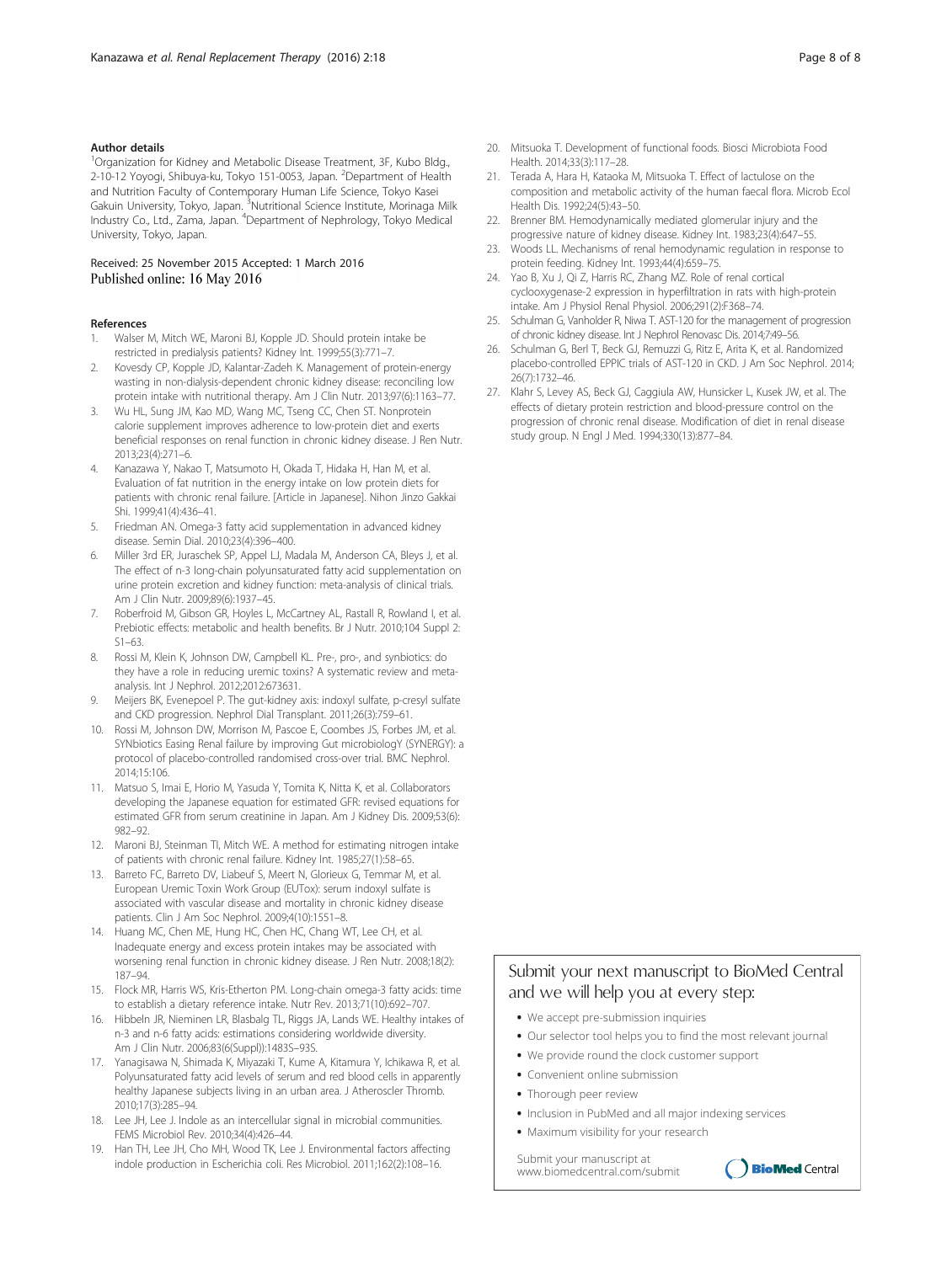#### Author details

[1]Organization for Kidney and Metabolic Disease Treatment, 3F, Kubo Bldg., 2-10-12 Yoyogi, Shibuya-ku, Tokyo 151-0053, Japan. [2]Department of Health and Nutrition Faculty of Contemporary Human Life Science, Tokyo Kasei Gakuin University, Tokyo, Japan. [3]Nutritional Science Institute, Morinaga Milk Industry Co., Ltd., Zama, Japan. [4]Department of Nephrology, Tokyo Medical University, Tokyo, Japan.

Received: 25 November 2015 Accepted: 1 March 2016
Published online: 16 May 2016

#### References

1. Walser M, Mitch WE, Maroni BJ, Kopple JD. Should protein intake be restricted in predialysis patients? Kidney Int. 1999;55(3):771–7.
2. Kovesdy CP, Kopple JD, Kalantar-Zadeh K. Management of protein-energy wasting in non-dialysis-dependent chronic kidney disease: reconciling low protein intake with nutritional therapy. Am J Clin Nutr. 2013;97(6):1163–77.
3. Wu HL, Sung JM, Kao MD, Wang MC, Tseng CC, Chen ST. Nonprotein calorie supplement improves adherence to low-protein diet and exerts beneficial responses on renal function in chronic kidney disease. J Ren Nutr. 2013;23(4):271–6.
4. Kanazawa Y, Nakao T, Matsumoto H, Okada T, Hidaka H, Han M, et al. Evaluation of fat nutrition in the energy intake on low protein diets for patients with chronic renal failure. [Article in Japanese]. Nihon Jinzo Gakkai Shi. 1999;41(4):436–41.
5. Friedman AN. Omega-3 fatty acid supplementation in advanced kidney disease. Semin Dial. 2010;23(4):396–400.
6. Miller 3rd ER, Juraschek SP, Appel LJ, Madala M, Anderson CA, Bleys J, et al. The effect of n-3 long-chain polyunsaturated fatty acid supplementation on urine protein excretion and kidney function: meta-analysis of clinical trials. Am J Clin Nutr. 2009;89(6):1937–45.
7. Roberfroid M, Gibson GR, Hoyles L, McCartney AL, Rastall R, Rowland I, et al. Prebiotic effects: metabolic and health benefits. Br J Nutr. 2010;104 Suppl 2: S1–63.
8. Rossi M, Klein K, Johnson DW, Campbell KL. Pre-, pro-, and synbiotics: do they have a role in reducing uremic toxins? A systematic review and meta-analysis. Int J Nephrol. 2012;2012:673631.
9. Meijers BK, Evenepoel P. The gut-kidney axis: indoxyl sulfate, p-cresyl sulfate and CKD progression. Nephrol Dial Transplant. 2011;26(3):759–61.
10. Rossi M, Johnson DW, Morrison M, Pascoe E, Coombes JS, Forbes JM, et al. SYNbiotics Easing Renal failure by improving Gut microbiologY (SYNERGY): a protocol of placebo-controlled randomised cross-over trial. BMC Nephrol. 2014;15:106.
11. Matsuo S, Imai E, Horio M, Yasuda Y, Tomita K, Nitta K, et al. Collaborators developing the Japanese equation for estimated GFR: revised equations for estimated GFR from serum creatinine in Japan. Am J Kidney Dis. 2009;53(6): 982–92.
12. Maroni BJ, Steinman TI, Mitch WE. A method for estimating nitrogen intake of patients with chronic renal failure. Kidney Int. 1985;27(1):58–65.
13. Barreto FC, Barreto DV, Liabeuf S, Meert N, Glorieux G, Temmar M, et al. European Uremic Toxin Work Group (EUTox): serum indoxyl sulfate is associated with vascular disease and mortality in chronic kidney disease patients. Clin J Am Soc Nephrol. 2009;4(10):1551–8.
14. Huang MC, Chen ME, Hung HC, Chen HC, Chang WT, Lee CH, et al. Inadequate energy and excess protein intakes may be associated with worsening renal function in chronic kidney disease. J Ren Nutr. 2008;18(2): 187–94.
15. Flock MR, Harris WS, Kris-Etherton PM. Long-chain omega-3 fatty acids: time to establish a dietary reference intake. Nutr Rev. 2013;71(10):692–707.
16. Hibbeln JR, Nieminen LR, Blasbalg TL, Riggs JA, Lands WE. Healthy intakes of n-3 and n-6 fatty acids: estimations considering worldwide diversity. Am J Clin Nutr. 2006;83(6(Suppl)):1483S–93S.
17. Yanagisawa N, Shimada K, Miyazaki T, Kume A, Kitamura Y, Ichikawa R, et al. Polyunsaturated fatty acid levels of serum and red blood cells in apparently healthy Japanese subjects living in an urban area. J Atheroscler Thromb. 2010;17(3):285–94.
18. Lee JH, Lee J. Indole as an intercellular signal in microbial communities. FEMS Microbiol Rev. 2010;34(4):426–44.
19. Han TH, Lee JH, Cho MH, Wood TK, Lee J. Environmental factors affecting indole production in Escherichia coli. Res Microbiol. 2011;162(2):108–16.
20. Mitsuoka T. Development of functional foods. Biosci Microbiota Food Health. 2014;33(3):117–28.
21. Terada A, Hara H, Kataoka M, Mitsuoka T. Effect of lactulose on the composition and metabolic activity of the human faecal flora. Microb Ecol Health Dis. 1992;24(5):43–50.
22. Brenner BM. Hemodynamically mediated glomerular injury and the progressive nature of kidney disease. Kidney Int. 1983;23(4):647–55.
23. Woods LL. Mechanisms of renal hemodynamic regulation in response to protein feeding. Kidney Int. 1993;44(4):659–75.
24. Yao B, Xu J, Qi Z, Harris RC, Zhang MZ. Role of renal cortical cyclooxygenase-2 expression in hyperfiltration in rats with high-protein intake. Am J Physiol Renal Physiol. 2006;291(2):F368–74.
25. Schulman G, Vanholder R, Niwa T. AST-120 for the management of progression of chronic kidney disease. Int J Nephrol Renovasc Dis. 2014;7:49–56.
26. Schulman G, Berl T, Beck GJ, Remuzzi G, Ritz E, Arita K, et al. Randomized placebo-controlled EPPIC trials of AST-120 in CKD. J Am Soc Nephrol. 2014; 26(7):1732–46.
27. Klahr S, Levey AS, Beck GJ, Caggiula AW, Hunsicker L, Kusek JW, et al. The effects of dietary protein restriction and blood-pressure control on the progression of chronic renal disease. Modification of diet in renal disease study group. N Engl J Med. 1994;330(13):877–84.

Submit your next manuscript to BioMed Central and we will help you at every step:

- We accept pre-submission inquiries
- Our selector tool helps you to find the most relevant journal
- We provide round the clock customer support
- Convenient online submission
- Thorough peer review
- Inclusion in PubMed and all major indexing services
- Maximum visibility for your research

Submit your manuscript at
www.biomedcentral.com/submit

BioMed Central